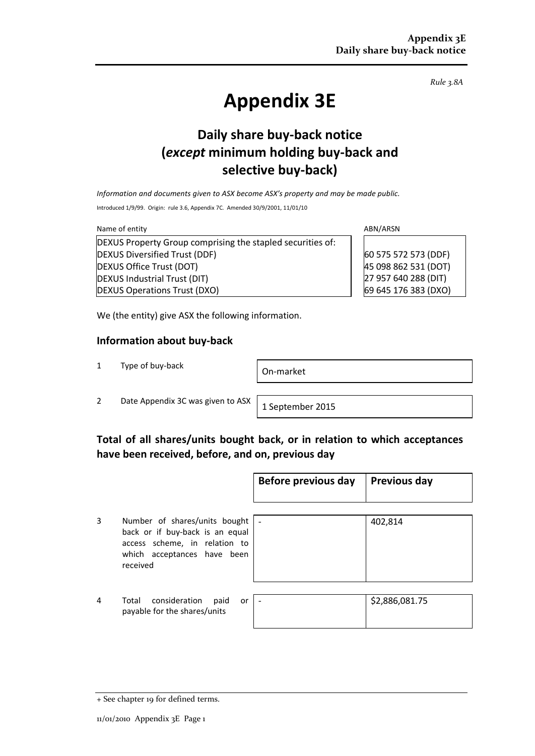*Rule 3.8A*

# Appendix 3E

## Daily share buy-back notice (*except* minimum holding buy-back and selective buy-back)

*Information and documents given to ASX become ASX's property and may be made public.*

Introduced 1/9/99. Origin: rule 3.6, Appendix 7C. Amended 30/9/2001, 11/01/10

| Name of entity | ABN/ARSN |
|---|---|
| DEXUS Property Group comprising the stapled securities of: | |
| DEXUS Diversified Trust (DDF) | 60 575 572 573 (DDF) |
| DEXUS Office Trust (DOT) | 45 098 862 531 (DOT) |
| DEXUS Industrial Trust (DIT) | 27 957 640 288 (DIT) |
| DEXUS Operations Trust (DXO) | 69 645 176 383 (DXO) |

We (the entity) give ASX the following information.

### Information about buy-back

| | | |
|---|---|---|
| 1 | Type of buy-back | On-market |
| 2 | Date Appendix 3C was given to ASX | 1 September 2015 |

### Total of all shares/units bought back, or in relation to which acceptances have been received, before, and on, previous day

| | | Before previous day | Previous day |
|---|---|---|---|
| 3 | Number of shares/units bought back or if buy-back is an equal access scheme, in relation to which acceptances have been received | - | 402,814 |
| 4 | Total consideration paid or payable for the shares/units | - | $2,886,081.75 |

+ See chapter 19 for defined terms.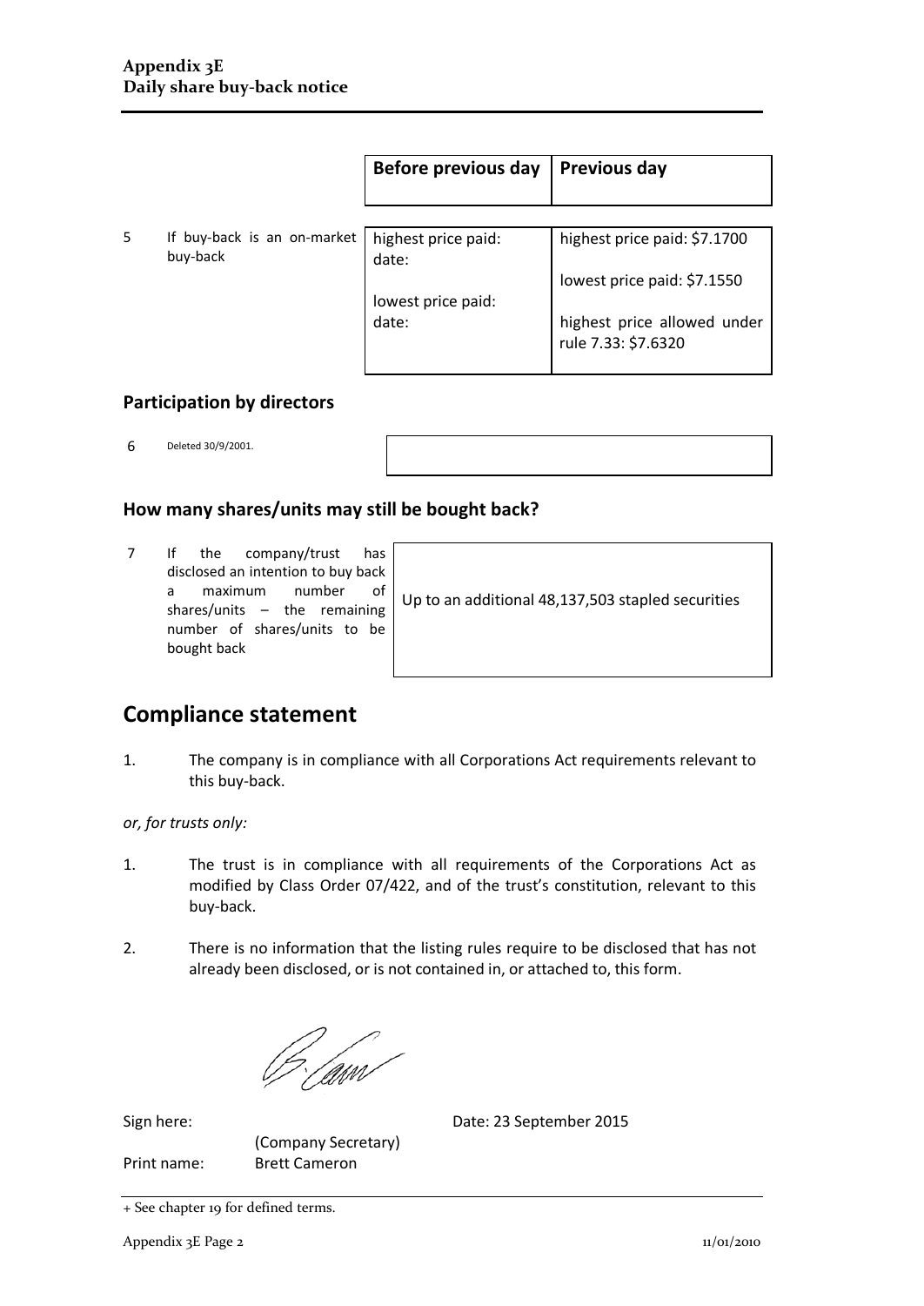**Appendix 3E**
**Daily share buy-back notice**

| | | Before previous day | Previous day |
|---|---|---|---|
| 5 | If buy-back is an on-market buy-back | highest price paid:<br>date:<br><br>lowest price paid:<br>date: | highest price paid: $7.1700<br><br>lowest price paid: $7.1550<br><br>highest price allowed under rule 7.33: $7.6320 |

## Participation by directors

| | | |
|---|---|---|
| 6 | Deleted 30/9/2001. | |

## How many shares/units may still be bought back?

| | | |
|---|---|---|
| 7 | If the company/trust has disclosed an intention to buy back a maximum number of shares/units – the remaining number of shares/units to be bought back | Up to an additional 48,137,503 stapled securities |

# Compliance statement

1. The company is in compliance with all Corporations Act requirements relevant to this buy-back.

*or, for trusts only:*

1. The trust is in compliance with all requirements of the Corporations Act as modified by Class Order 07/422, and of the trust's constitution, relevant to this buy-back.

2. There is no information that the listing rules require to be disclosed that has not already been disclosed, or is not contained in, or attached to, this form.

Sign here: (Company Secretary) Date: 23 September 2015

Print name: Brett Cameron

+ See chapter 19 for defined terms.